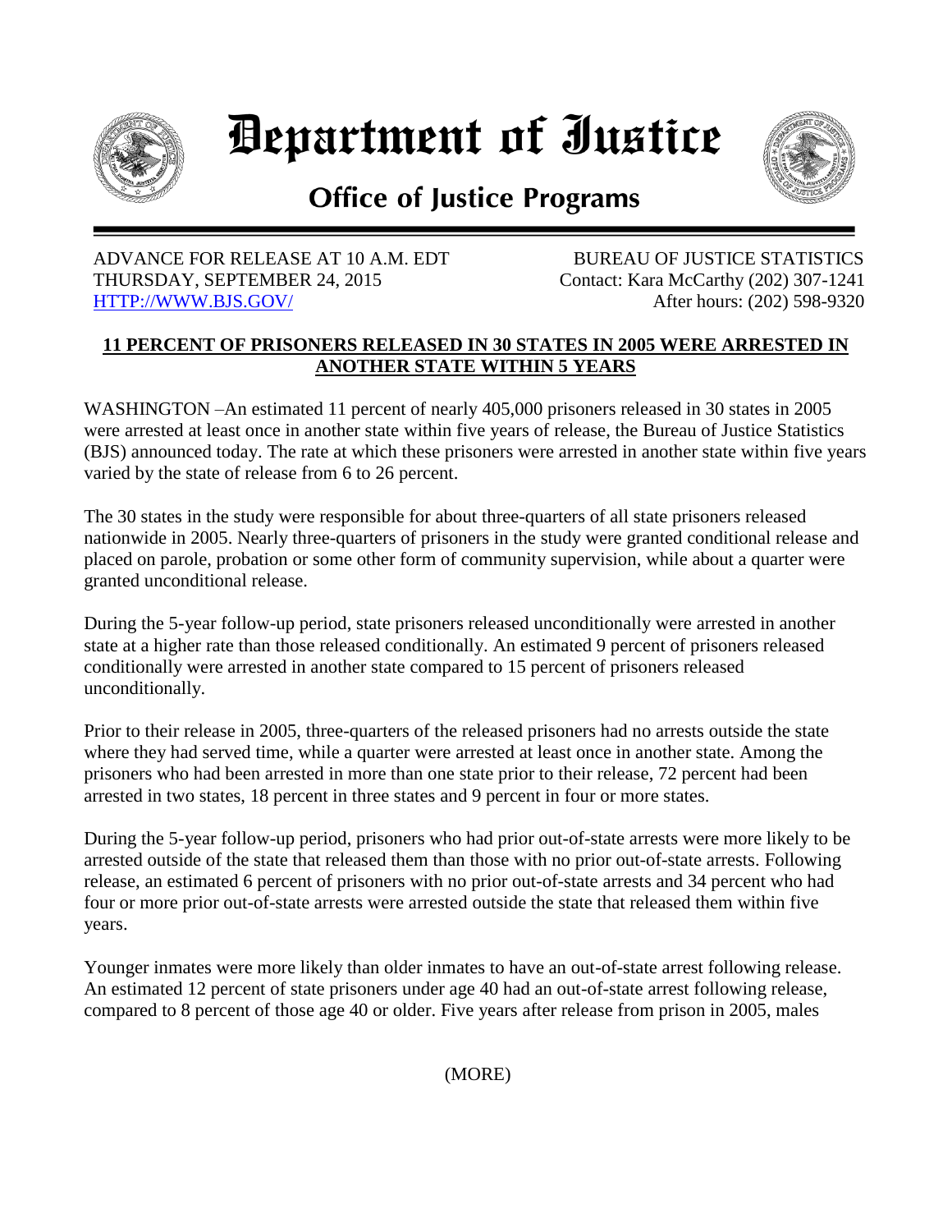# Department of Justice

## Office of Justice Programs

ADVANCE FOR RELEASE AT 10 A.M. EDT
THURSDAY, SEPTEMBER 24, 2015
HTTP://WWW.BJS.GOV/

BUREAU OF JUSTICE STATISTICS
Contact: Kara McCarthy (202) 307-1241
After hours: (202) 598-9320

**11 PERCENT OF PRISONERS RELEASED IN 30 STATES IN 2005 WERE ARRESTED IN ANOTHER STATE WITHIN 5 YEARS**

WASHINGTON –An estimated 11 percent of nearly 405,000 prisoners released in 30 states in 2005 were arrested at least once in another state within five years of release, the Bureau of Justice Statistics (BJS) announced today. The rate at which these prisoners were arrested in another state within five years varied by the state of release from 6 to 26 percent.

The 30 states in the study were responsible for about three-quarters of all state prisoners released nationwide in 2005. Nearly three-quarters of prisoners in the study were granted conditional release and placed on parole, probation or some other form of community supervision, while about a quarter were granted unconditional release.

During the 5-year follow-up period, state prisoners released unconditionally were arrested in another state at a higher rate than those released conditionally. An estimated 9 percent of prisoners released conditionally were arrested in another state compared to 15 percent of prisoners released unconditionally.

Prior to their release in 2005, three-quarters of the released prisoners had no arrests outside the state where they had served time, while a quarter were arrested at least once in another state. Among the prisoners who had been arrested in more than one state prior to their release, 72 percent had been arrested in two states, 18 percent in three states and 9 percent in four or more states.

During the 5-year follow-up period, prisoners who had prior out-of-state arrests were more likely to be arrested outside of the state that released them than those with no prior out-of-state arrests. Following release, an estimated 6 percent of prisoners with no prior out-of-state arrests and 34 percent who had four or more prior out-of-state arrests were arrested outside the state that released them within five years.

Younger inmates were more likely than older inmates to have an out-of-state arrest following release. An estimated 12 percent of state prisoners under age 40 had an out-of-state arrest following release, compared to 8 percent of those age 40 or older. Five years after release from prison in 2005, males

(MORE)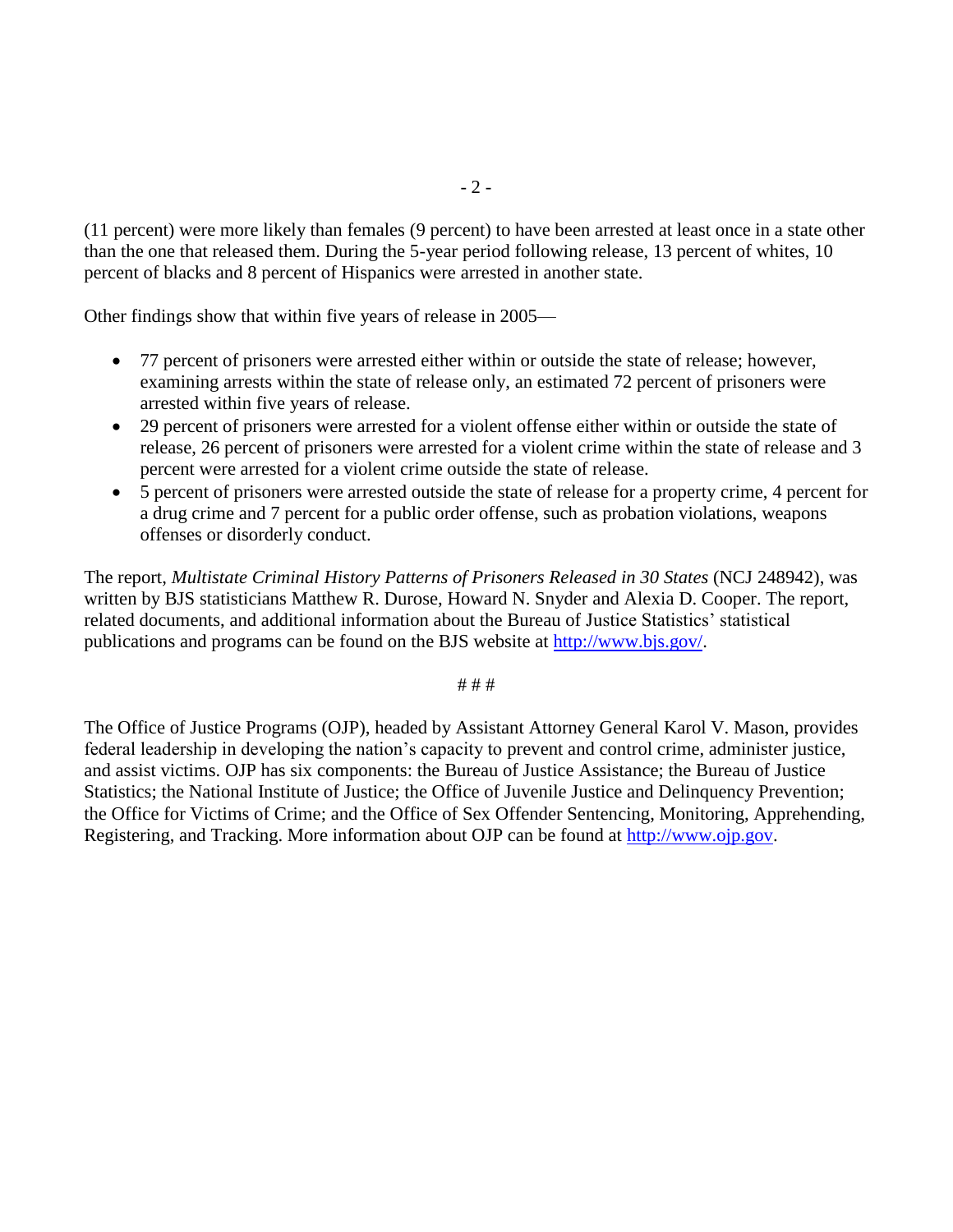(11 percent) were more likely than females (9 percent) to have been arrested at least once in a state other than the one that released them. During the 5-year period following release, 13 percent of whites, 10 percent of blacks and 8 percent of Hispanics were arrested in another state.

Other findings show that within five years of release in 2005—

- 77 percent of prisoners were arrested either within or outside the state of release; however, examining arrests within the state of release only, an estimated 72 percent of prisoners were arrested within five years of release.
- 29 percent of prisoners were arrested for a violent offense either within or outside the state of release, 26 percent of prisoners were arrested for a violent crime within the state of release and 3 percent were arrested for a violent crime outside the state of release.
- 5 percent of prisoners were arrested outside the state of release for a property crime, 4 percent for a drug crime and 7 percent for a public order offense, such as probation violations, weapons offenses or disorderly conduct.

The report, *Multistate Criminal History Patterns of Prisoners Released in 30 States* (NCJ 248942), was written by BJS statisticians Matthew R. Durose, Howard N. Snyder and Alexia D. Cooper. The report, related documents, and additional information about the Bureau of Justice Statistics' statistical publications and programs can be found on the BJS website at [http://www.bjs.gov/](http://www.bjs.gov/).

# # #

The Office of Justice Programs (OJP), headed by Assistant Attorney General Karol V. Mason, provides federal leadership in developing the nation's capacity to prevent and control crime, administer justice, and assist victims. OJP has six components: the Bureau of Justice Assistance; the Bureau of Justice Statistics; the National Institute of Justice; the Office of Juvenile Justice and Delinquency Prevention; the Office for Victims of Crime; and the Office of Sex Offender Sentencing, Monitoring, Apprehending, Registering, and Tracking. More information about OJP can be found at [http://www.ojp.gov](http://www.ojp.gov).